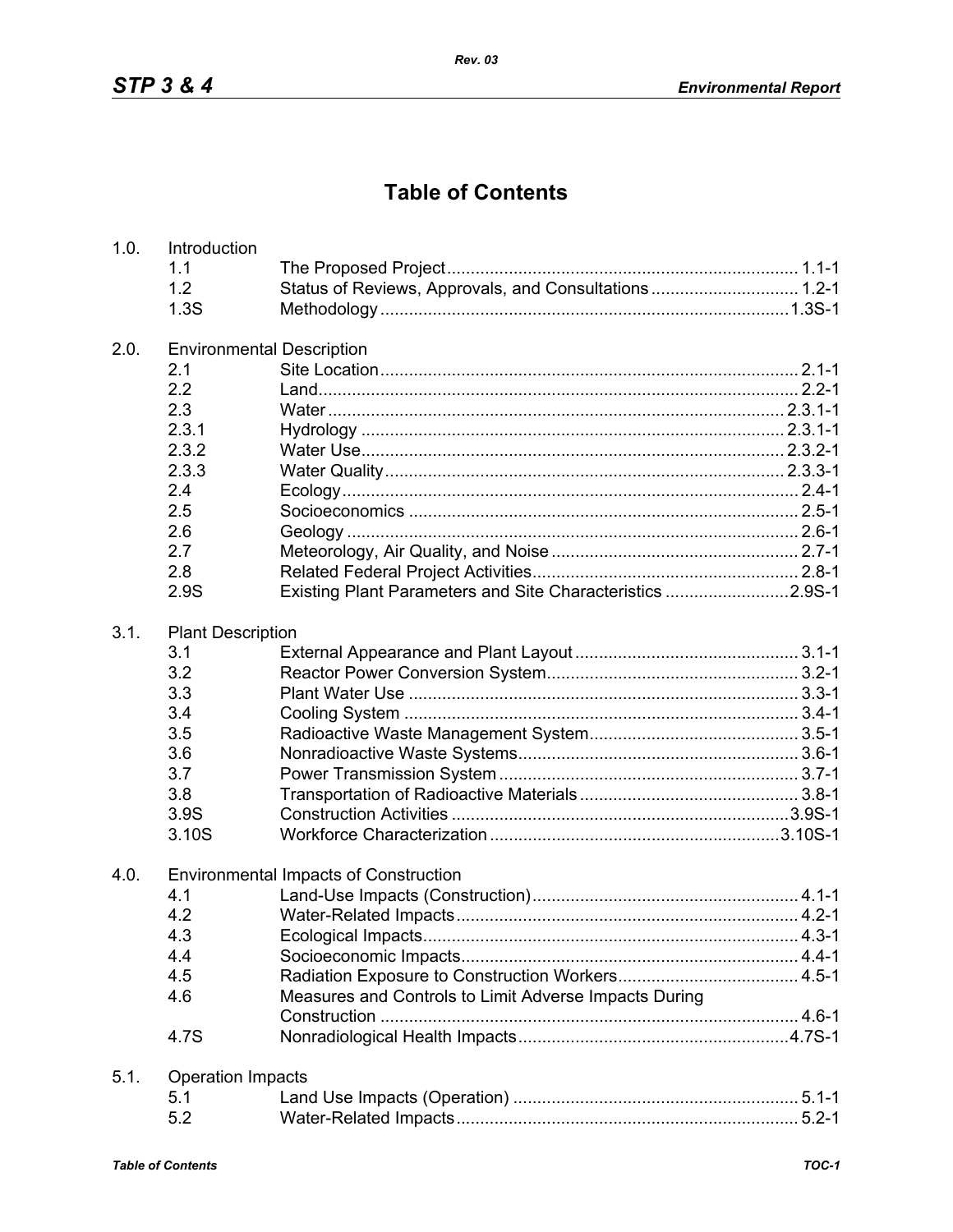# Table of Contents

| | | | |
|---|---|---|---|
| 1.0. | Introduction | | |
| | 1.1 | The Proposed Project | 1.1-1 |
| | 1.2 | Status of Reviews, Approvals, and Consultations | 1.2-1 |
| | 1.3S | Methodology | 1.3S-1 |
| 2.0. | Environmental Description | | |
| | 2.1 | Site Location | 2.1-1 |
| | 2.2 | Land | 2.2-1 |
| | 2.3 | Water | 2.3.1-1 |
| | 2.3.1 | Hydrology | 2.3.1-1 |
| | 2.3.2 | Water Use | 2.3.2-1 |
| | 2.3.3 | Water Quality | 2.3.3-1 |
| | 2.4 | Ecology | 2.4-1 |
| | 2.5 | Socioeconomics | 2.5-1 |
| | 2.6 | Geology | 2.6-1 |
| | 2.7 | Meteorology, Air Quality, and Noise | 2.7-1 |
| | 2.8 | Related Federal Project Activities | 2.8-1 |
| | 2.9S | Existing Plant Parameters and Site Characteristics | 2.9S-1 |
| 3.1. | Plant Description | | |
| | 3.1 | External Appearance and Plant Layout | 3.1-1 |
| | 3.2 | Reactor Power Conversion System | 3.2-1 |
| | 3.3 | Plant Water Use | 3.3-1 |
| | 3.4 | Cooling System | 3.4-1 |
| | 3.5 | Radioactive Waste Management System | 3.5-1 |
| | 3.6 | Nonradioactive Waste Systems | 3.6-1 |
| | 3.7 | Power Transmission System | 3.7-1 |
| | 3.8 | Transportation of Radioactive Materials | 3.8-1 |
| | 3.9S | Construction Activities | 3.9S-1 |
| | 3.10S | Workforce Characterization | 3.10S-1 |
| 4.0. | Environmental Impacts of Construction | | |
| | 4.1 | Land-Use Impacts (Construction) | 4.1-1 |
| | 4.2 | Water-Related Impacts | 4.2-1 |
| | 4.3 | Ecological Impacts | 4.3-1 |
| | 4.4 | Socioeconomic Impacts | 4.4-1 |
| | 4.5 | Radiation Exposure to Construction Workers | 4.5-1 |
| | 4.6 | Measures and Controls to Limit Adverse Impacts During Construction | 4.6-1 |
| | 4.7S | Nonradiological Health Impacts | 4.7S-1 |
| 5.1. | Operation Impacts | | |
| | 5.1 | Land Use Impacts (Operation) | 5.1-1 |
| | 5.2 | Water-Related Impacts | 5.2-1 |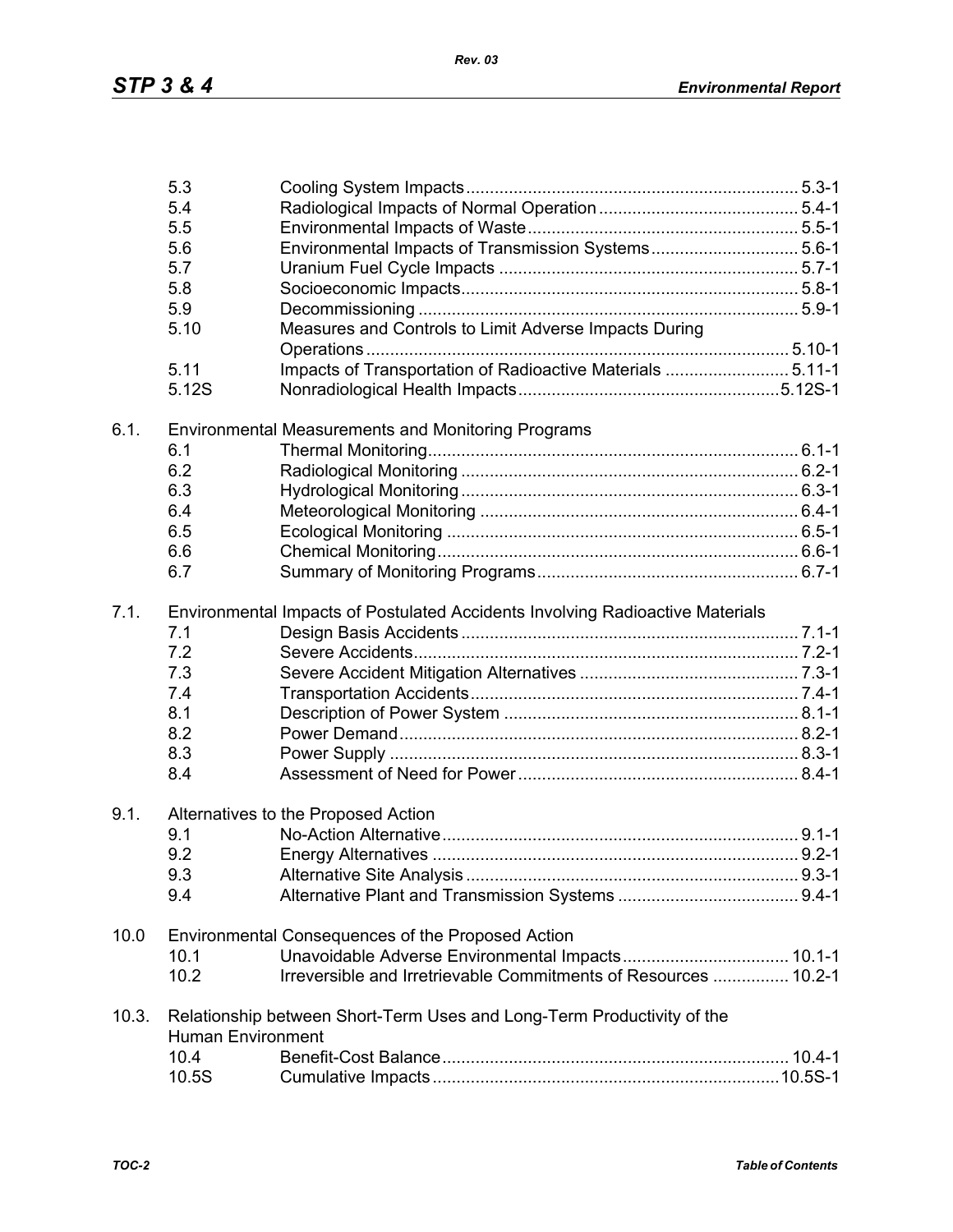| | | |
|---|---|---|
| 5.3 | Cooling System Impacts | 5.3-1 |
| 5.4 | Radiological Impacts of Normal Operation | 5.4-1 |
| 5.5 | Environmental Impacts of Waste | 5.5-1 |
| 5.6 | Environmental Impacts of Transmission Systems | 5.6-1 |
| 5.7 | Uranium Fuel Cycle Impacts | 5.7-1 |
| 5.8 | Socioeconomic Impacts | 5.8-1 |
| 5.9 | Decommissioning | 5.9-1 |
| 5.10 | Measures and Controls to Limit Adverse Impacts During Operations | 5.10-1 |
| 5.11 | Impacts of Transportation of Radioactive Materials | 5.11-1 |
| 5.12S | Nonradiological Health Impacts | 5.12S-1 |

6.1. Environmental Measurements and Monitoring Programs

| | | |
|---|---|---|
| 6.1 | Thermal Monitoring | 6.1-1 |
| 6.2 | Radiological Monitoring | 6.2-1 |
| 6.3 | Hydrological Monitoring | 6.3-1 |
| 6.4 | Meteorological Monitoring | 6.4-1 |
| 6.5 | Ecological Monitoring | 6.5-1 |
| 6.6 | Chemical Monitoring | 6.6-1 |
| 6.7 | Summary of Monitoring Programs | 6.7-1 |

7.1. Environmental Impacts of Postulated Accidents Involving Radioactive Materials

| | | |
|---|---|---|
| 7.1 | Design Basis Accidents | 7.1-1 |
| 7.2 | Severe Accidents | 7.2-1 |
| 7.3 | Severe Accident Mitigation Alternatives | 7.3-1 |
| 7.4 | Transportation Accidents | 7.4-1 |
| 8.1 | Description of Power System | 8.1-1 |
| 8.2 | Power Demand | 8.2-1 |
| 8.3 | Power Supply | 8.3-1 |
| 8.4 | Assessment of Need for Power | 8.4-1 |

9.1. Alternatives to the Proposed Action

| | | |
|---|---|---|
| 9.1 | No-Action Alternative | 9.1-1 |
| 9.2 | Energy Alternatives | 9.2-1 |
| 9.3 | Alternative Site Analysis | 9.3-1 |
| 9.4 | Alternative Plant and Transmission Systems | 9.4-1 |

10.0 Environmental Consequences of the Proposed Action

| | | |
|---|---|---|
| 10.1 | Unavoidable Adverse Environmental Impacts | 10.1-1 |
| 10.2 | Irreversible and Irretrievable Commitments of Resources | 10.2-1 |

10.3. Relationship between Short-Term Uses and Long-Term Productivity of the Human Environment

| | | |
|---|---|---|
| 10.4 | Benefit-Cost Balance | 10.4-1 |
| 10.5S | Cumulative Impacts | 10.5S-1 |